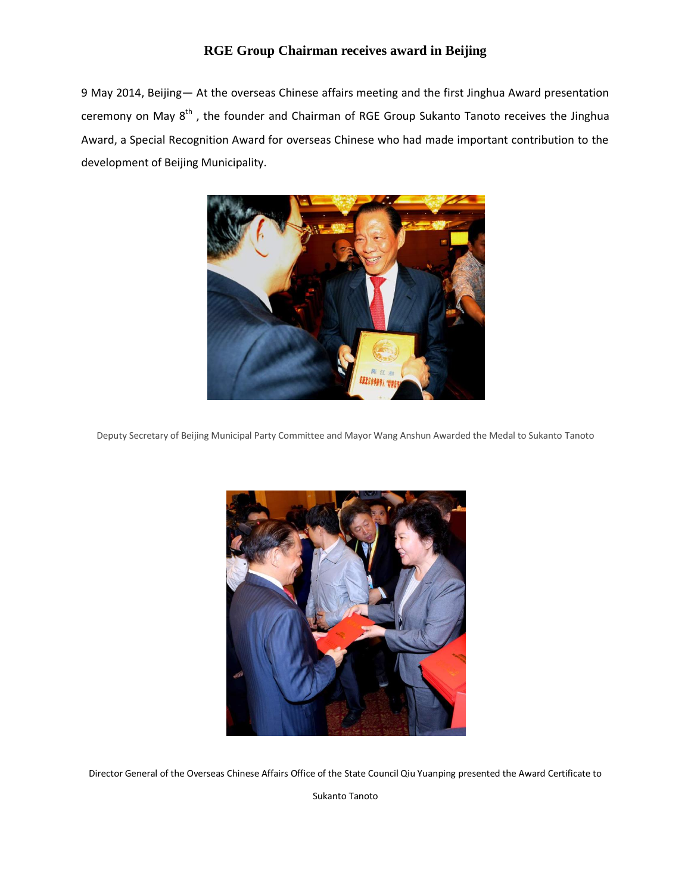# RGE Group Chairman receives award in Beijing

9 May 2014, Beijing— At the overseas Chinese affairs meeting and the first Jinghua Award presentation ceremony on May 8th , the founder and Chairman of RGE Group Sukanto Tanoto receives the Jinghua Award, a Special Recognition Award for overseas Chinese who had made important contribution to the development of Beijing Municipality.

Deputy Secretary of Beijing Municipal Party Committee and Mayor Wang Anshun Awarded the Medal to Sukanto Tanoto

Director General of the Overseas Chinese Affairs Office of the State Council Qiu Yuanping presented the Award Certificate to Sukanto Tanoto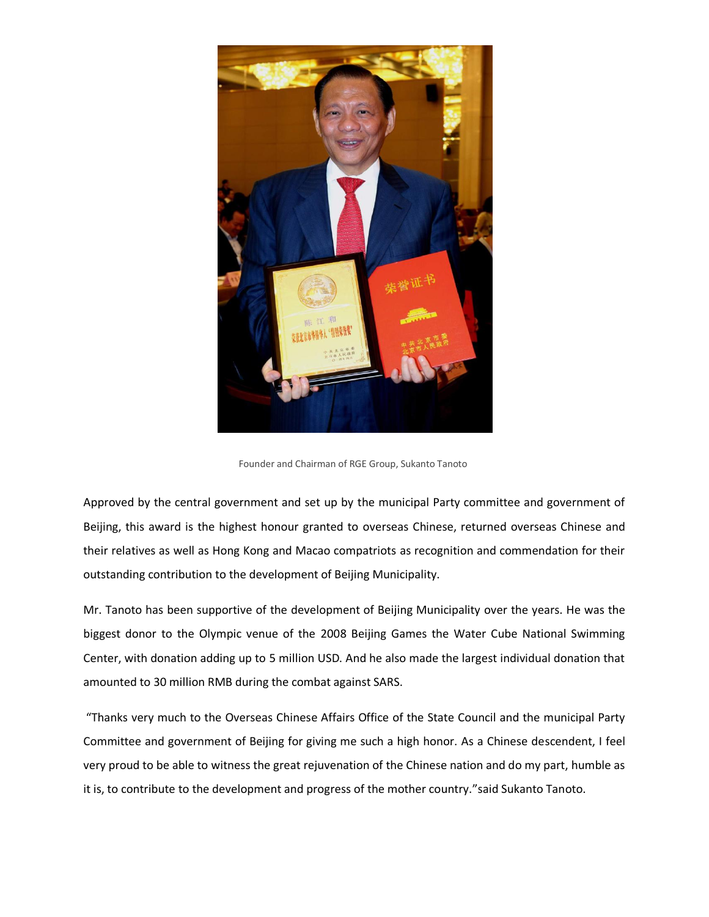Founder and Chairman of RGE Group, Sukanto Tanoto

Approved by the central government and set up by the municipal Party committee and government of Beijing, this award is the highest honour granted to overseas Chinese, returned overseas Chinese and their relatives as well as Hong Kong and Macao compatriots as recognition and commendation for their outstanding contribution to the development of Beijing Municipality.

Mr. Tanoto has been supportive of the development of Beijing Municipality over the years. He was the biggest donor to the Olympic venue of the 2008 Beijing Games the Water Cube National Swimming Center, with donation adding up to 5 million USD. And he also made the largest individual donation that amounted to 30 million RMB during the combat against SARS.

"Thanks very much to the Overseas Chinese Affairs Office of the State Council and the municipal Party Committee and government of Beijing for giving me such a high honor. As a Chinese descendent, I feel very proud to be able to witness the great rejuvenation of the Chinese nation and do my part, humble as it is, to contribute to the development and progress of the mother country."said Sukanto Tanoto.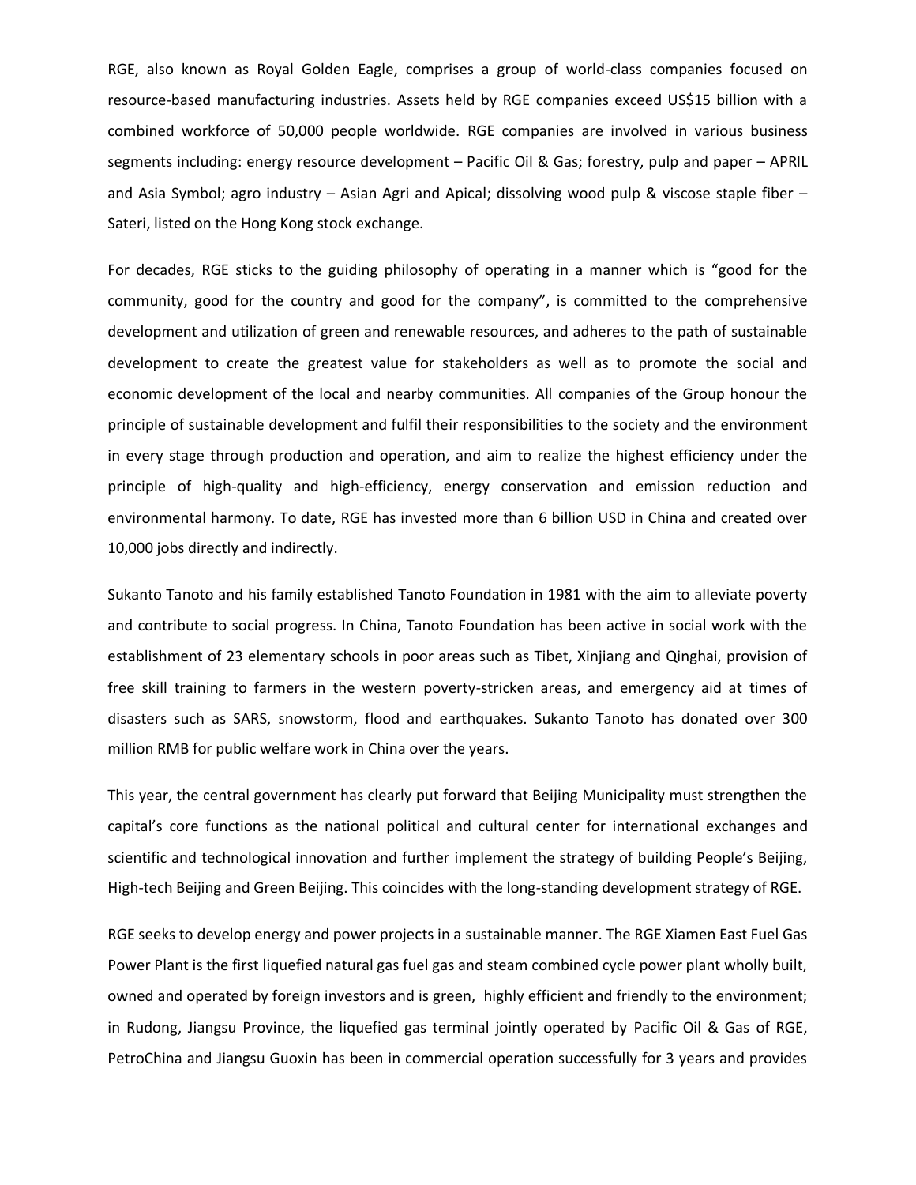RGE, also known as Royal Golden Eagle, comprises a group of world-class companies focused on resource-based manufacturing industries. Assets held by RGE companies exceed US$15 billion with a combined workforce of 50,000 people worldwide. RGE companies are involved in various business segments including: energy resource development – Pacific Oil & Gas; forestry, pulp and paper – APRIL and Asia Symbol; agro industry – Asian Agri and Apical; dissolving wood pulp & viscose staple fiber – Sateri, listed on the Hong Kong stock exchange.

For decades, RGE sticks to the guiding philosophy of operating in a manner which is "good for the community, good for the country and good for the company", is committed to the comprehensive development and utilization of green and renewable resources, and adheres to the path of sustainable development to create the greatest value for stakeholders as well as to promote the social and economic development of the local and nearby communities. All companies of the Group honour the principle of sustainable development and fulfil their responsibilities to the society and the environment in every stage through production and operation, and aim to realize the highest efficiency under the principle of high-quality and high-efficiency, energy conservation and emission reduction and environmental harmony. To date, RGE has invested more than 6 billion USD in China and created over 10,000 jobs directly and indirectly.

Sukanto Tanoto and his family established Tanoto Foundation in 1981 with the aim to alleviate poverty and contribute to social progress. In China, Tanoto Foundation has been active in social work with the establishment of 23 elementary schools in poor areas such as Tibet, Xinjiang and Qinghai, provision of free skill training to farmers in the western poverty-stricken areas, and emergency aid at times of disasters such as SARS, snowstorm, flood and earthquakes. Sukanto Tanoto has donated over 300 million RMB for public welfare work in China over the years.

This year, the central government has clearly put forward that Beijing Municipality must strengthen the capital's core functions as the national political and cultural center for international exchanges and scientific and technological innovation and further implement the strategy of building People's Beijing, High-tech Beijing and Green Beijing. This coincides with the long-standing development strategy of RGE.

RGE seeks to develop energy and power projects in a sustainable manner. The RGE Xiamen East Fuel Gas Power Plant is the first liquefied natural gas fuel gas and steam combined cycle power plant wholly built, owned and operated by foreign investors and is green, highly efficient and friendly to the environment; in Rudong, Jiangsu Province, the liquefied gas terminal jointly operated by Pacific Oil & Gas of RGE, PetroChina and Jiangsu Guoxin has been in commercial operation successfully for 3 years and provides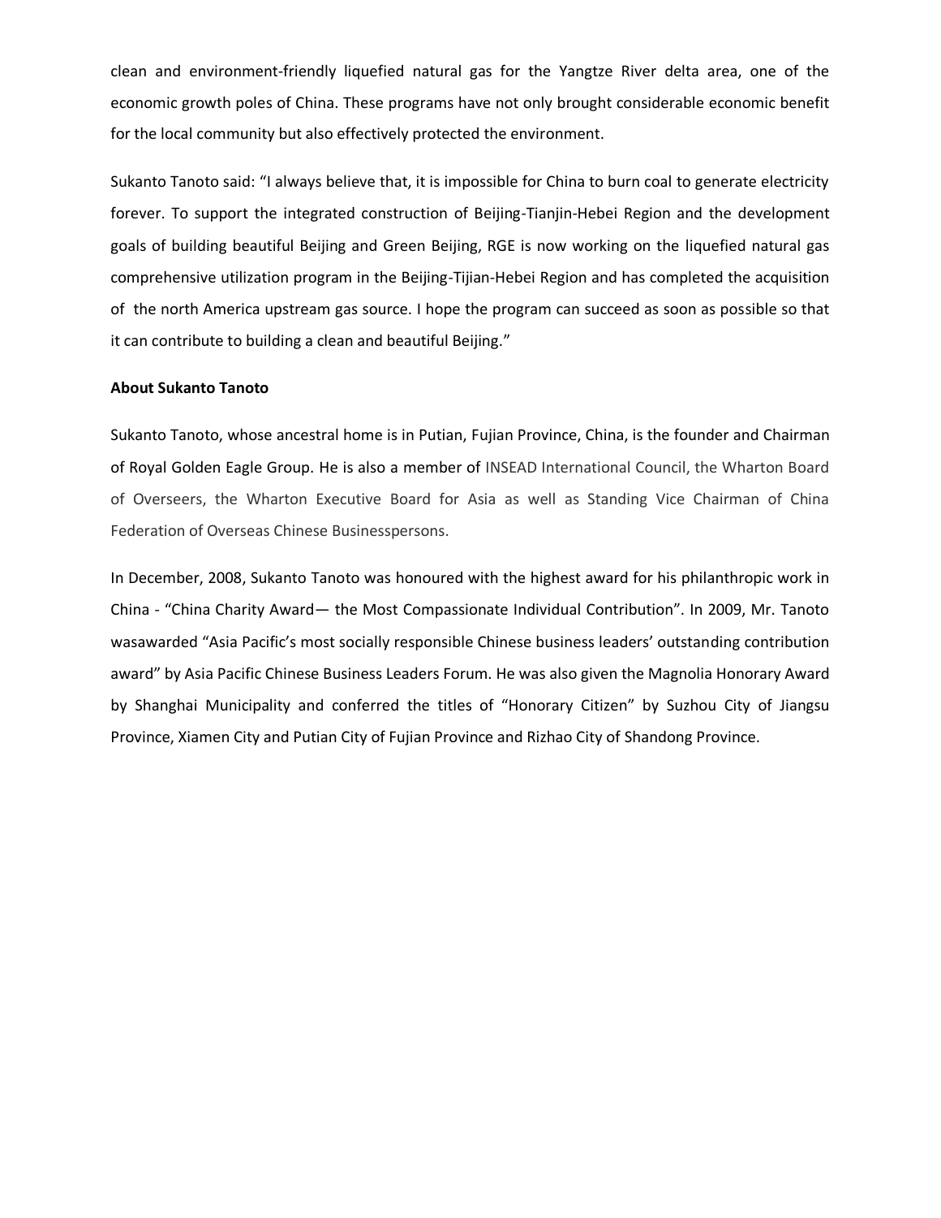clean and environment-friendly liquefied natural gas for the Yangtze River delta area, one of the economic growth poles of China. These programs have not only brought considerable economic benefit for the local community but also effectively protected the environment.

Sukanto Tanoto said: "I always believe that, it is impossible for China to burn coal to generate electricity forever. To support the integrated construction of Beijing-Tianjin-Hebei Region and the development goals of building beautiful Beijing and Green Beijing, RGE is now working on the liquefied natural gas comprehensive utilization program in the Beijing-Tijian-Hebei Region and has completed the acquisition of the north America upstream gas source. I hope the program can succeed as soon as possible so that it can contribute to building a clean and beautiful Beijing."

**About Sukanto Tanoto**

Sukanto Tanoto, whose ancestral home is in Putian, Fujian Province, China, is the founder and Chairman of Royal Golden Eagle Group. He is also a member of INSEAD International Council, the Wharton Board of Overseers, the Wharton Executive Board for Asia as well as Standing Vice Chairman of China Federation of Overseas Chinese Businesspersons.

In December, 2008, Sukanto Tanoto was honoured with the highest award for his philanthropic work in China - "China Charity Award— the Most Compassionate Individual Contribution". In 2009, Mr. Tanoto wasawarded "Asia Pacific's most socially responsible Chinese business leaders' outstanding contribution award" by Asia Pacific Chinese Business Leaders Forum. He was also given the Magnolia Honorary Award by Shanghai Municipality and conferred the titles of "Honorary Citizen" by Suzhou City of Jiangsu Province, Xiamen City and Putian City of Fujian Province and Rizhao City of Shandong Province.